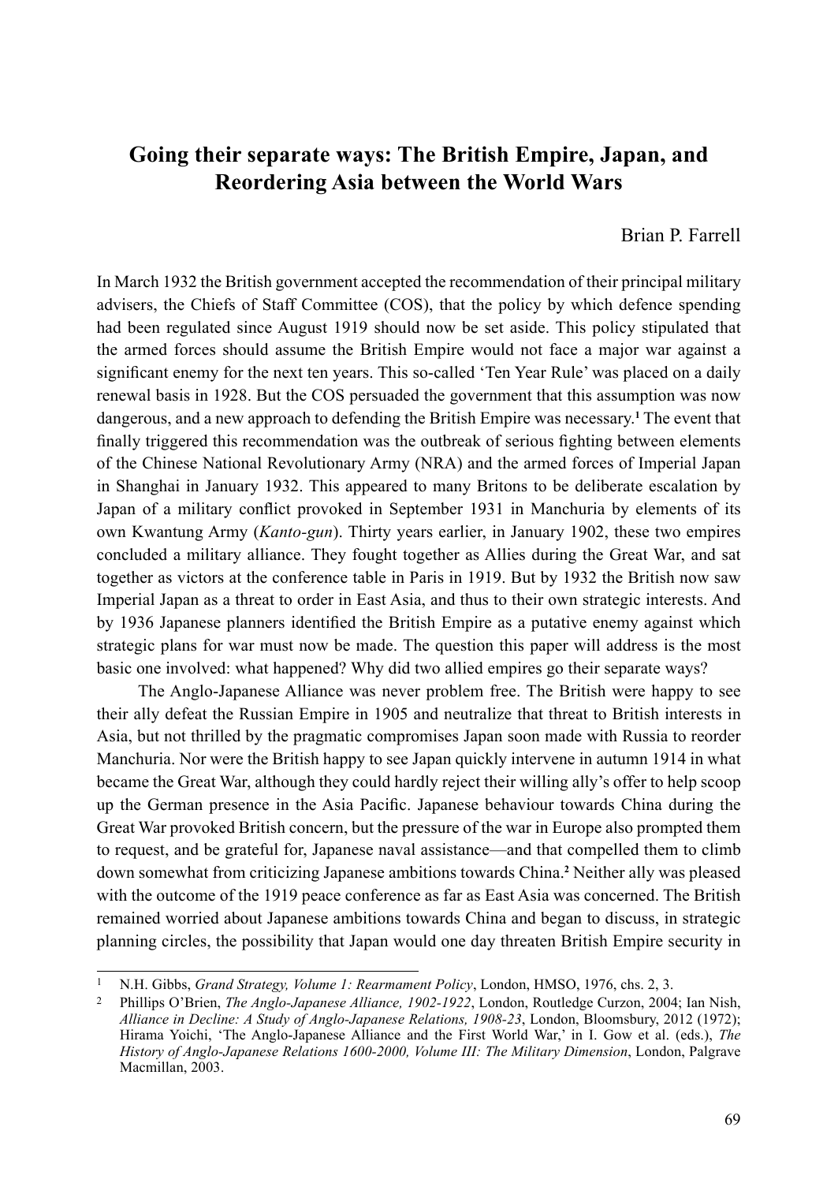# Going their separate ways: The British Empire, Japan, and Reordering Asia between the World Wars

Brian P. Farrell

In March 1932 the British government accepted the recommendation of their principal military advisers, the Chiefs of Staff Committee (COS), that the policy by which defence spending had been regulated since August 1919 should now be set aside. This policy stipulated that the armed forces should assume the British Empire would not face a major war against a significant enemy for the next ten years. This so-called 'Ten Year Rule' was placed on a daily renewal basis in 1928. But the COS persuaded the government that this assumption was now dangerous, and a new approach to defending the British Empire was necessary.[1] The event that finally triggered this recommendation was the outbreak of serious fighting between elements of the Chinese National Revolutionary Army (NRA) and the armed forces of Imperial Japan in Shanghai in January 1932. This appeared to many Britons to be deliberate escalation by Japan of a military conflict provoked in September 1931 in Manchuria by elements of its own Kwantung Army (*Kanto-gun*). Thirty years earlier, in January 1902, these two empires concluded a military alliance. They fought together as Allies during the Great War, and sat together as victors at the conference table in Paris in 1919. But by 1932 the British now saw Imperial Japan as a threat to order in East Asia, and thus to their own strategic interests. And by 1936 Japanese planners identified the British Empire as a putative enemy against which strategic plans for war must now be made. The question this paper will address is the most basic one involved: what happened? Why did two allied empires go their separate ways?

The Anglo-Japanese Alliance was never problem free. The British were happy to see their ally defeat the Russian Empire in 1905 and neutralize that threat to British interests in Asia, but not thrilled by the pragmatic compromises Japan soon made with Russia to reorder Manchuria. Nor were the British happy to see Japan quickly intervene in autumn 1914 in what became the Great War, although they could hardly reject their willing ally's offer to help scoop up the German presence in the Asia Pacific. Japanese behaviour towards China during the Great War provoked British concern, but the pressure of the war in Europe also prompted them to request, and be grateful for, Japanese naval assistance—and that compelled them to climb down somewhat from criticizing Japanese ambitions towards China.[2] Neither ally was pleased with the outcome of the 1919 peace conference as far as East Asia was concerned. The British remained worried about Japanese ambitions towards China and began to discuss, in strategic planning circles, the possibility that Japan would one day threaten British Empire security in

---

[1] N.H. Gibbs, *Grand Strategy, Volume 1: Rearmament Policy*, London, HMSO, 1976, chs. 2, 3.

[2] Phillips O'Brien, *The Anglo-Japanese Alliance, 1902-1922*, London, Routledge Curzon, 2004; Ian Nish, *Alliance in Decline: A Study of Anglo-Japanese Relations, 1908-23*, London, Bloomsbury, 2012 (1972); Hirama Yoichi, 'The Anglo-Japanese Alliance and the First World War,' in I. Gow et al. (eds.), *The History of Anglo-Japanese Relations 1600-2000, Volume III: The Military Dimension*, London, Palgrave Macmillan, 2003.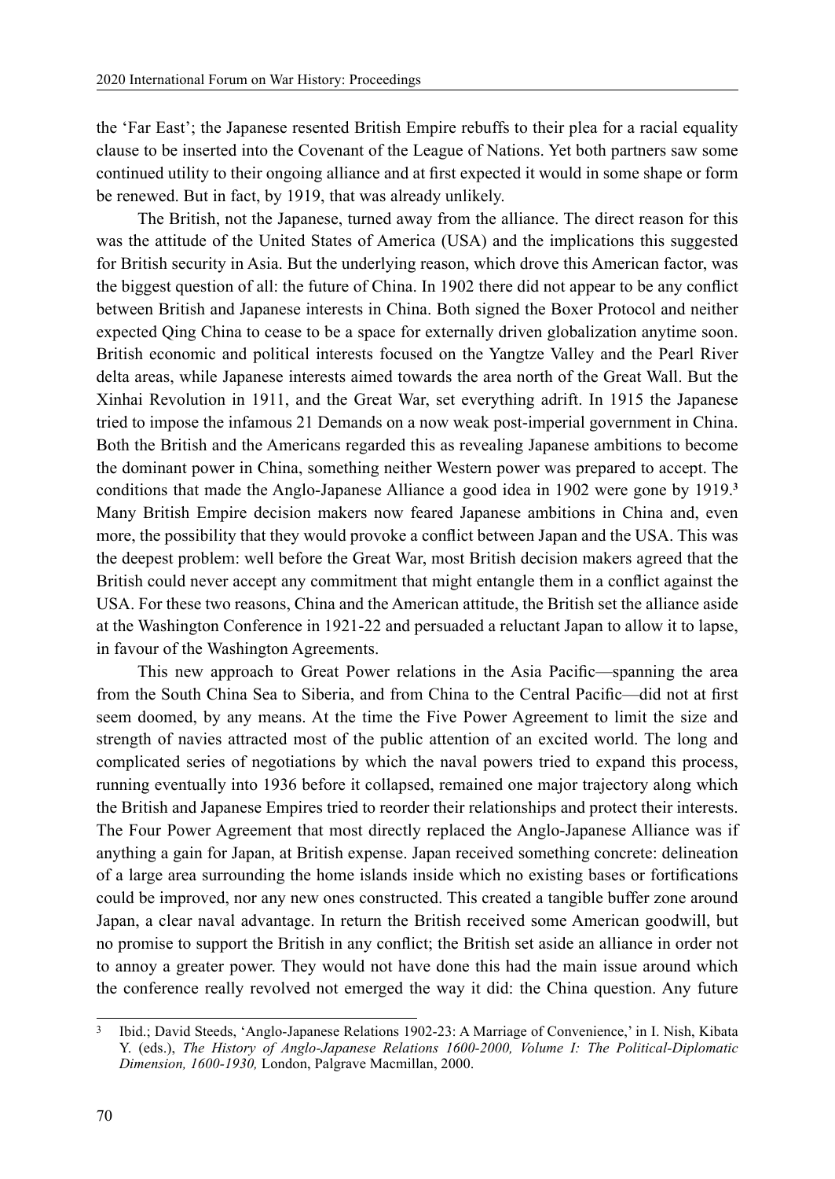the 'Far East'; the Japanese resented British Empire rebuffs to their plea for a racial equality clause to be inserted into the Covenant of the League of Nations. Yet both partners saw some continued utility to their ongoing alliance and at first expected it would in some shape or form be renewed. But in fact, by 1919, that was already unlikely.

The British, not the Japanese, turned away from the alliance. The direct reason for this was the attitude of the United States of America (USA) and the implications this suggested for British security in Asia. But the underlying reason, which drove this American factor, was the biggest question of all: the future of China. In 1902 there did not appear to be any conflict between British and Japanese interests in China. Both signed the Boxer Protocol and neither expected Qing China to cease to be a space for externally driven globalization anytime soon. British economic and political interests focused on the Yangtze Valley and the Pearl River delta areas, while Japanese interests aimed towards the area north of the Great Wall. But the Xinhai Revolution in 1911, and the Great War, set everything adrift. In 1915 the Japanese tried to impose the infamous 21 Demands on a now weak post-imperial government in China. Both the British and the Americans regarded this as revealing Japanese ambitions to become the dominant power in China, something neither Western power was prepared to accept. The conditions that made the Anglo-Japanese Alliance a good idea in 1902 were gone by 1919.[3] Many British Empire decision makers now feared Japanese ambitions in China and, even more, the possibility that they would provoke a conflict between Japan and the USA. This was the deepest problem: well before the Great War, most British decision makers agreed that the British could never accept any commitment that might entangle them in a conflict against the USA. For these two reasons, China and the American attitude, the British set the alliance aside at the Washington Conference in 1921-22 and persuaded a reluctant Japan to allow it to lapse, in favour of the Washington Agreements.

This new approach to Great Power relations in the Asia Pacific—spanning the area from the South China Sea to Siberia, and from China to the Central Pacific—did not at first seem doomed, by any means. At the time the Five Power Agreement to limit the size and strength of navies attracted most of the public attention of an excited world. The long and complicated series of negotiations by which the naval powers tried to expand this process, running eventually into 1936 before it collapsed, remained one major trajectory along which the British and Japanese Empires tried to reorder their relationships and protect their interests. The Four Power Agreement that most directly replaced the Anglo-Japanese Alliance was if anything a gain for Japan, at British expense. Japan received something concrete: delineation of a large area surrounding the home islands inside which no existing bases or fortifications could be improved, nor any new ones constructed. This created a tangible buffer zone around Japan, a clear naval advantage. In return the British received some American goodwill, but no promise to support the British in any conflict; the British set aside an alliance in order not to annoy a greater power. They would not have done this had the main issue around which the conference really revolved not emerged the way it did: the China question. Any future

---

[3] Ibid.; David Steeds, 'Anglo-Japanese Relations 1902-23: A Marriage of Convenience,' in I. Nish, Kibata Y. (eds.), *The History of Anglo-Japanese Relations 1600-2000, Volume I: The Political-Diplomatic Dimension, 1600-1930,* London, Palgrave Macmillan, 2000.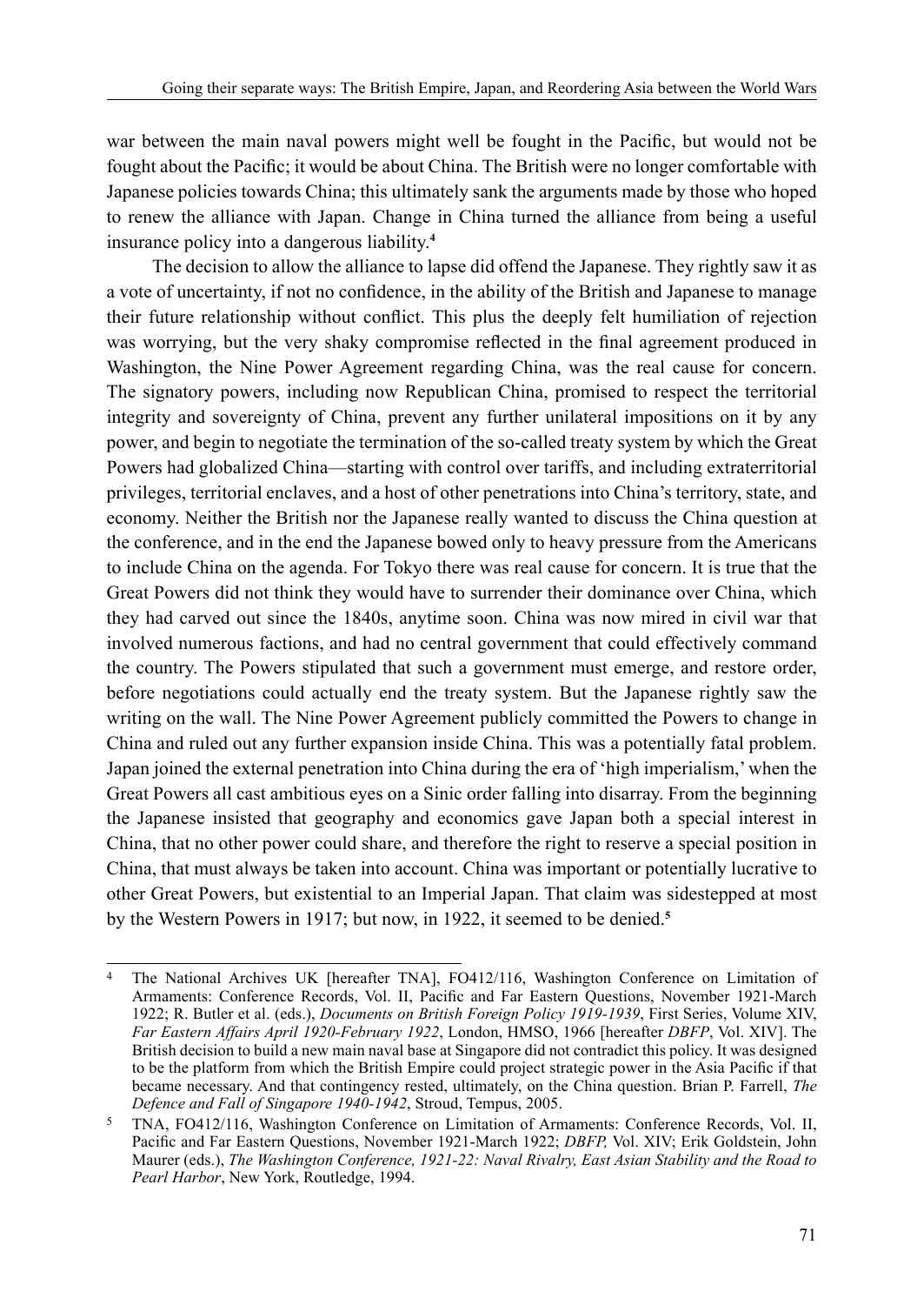war between the main naval powers might well be fought in the Pacific, but would not be fought about the Pacific; it would be about China. The British were no longer comfortable with Japanese policies towards China; this ultimately sank the arguments made by those who hoped to renew the alliance with Japan. Change in China turned the alliance from being a useful insurance policy into a dangerous liability.[4]

The decision to allow the alliance to lapse did offend the Japanese. They rightly saw it as a vote of uncertainty, if not no confidence, in the ability of the British and Japanese to manage their future relationship without conflict. This plus the deeply felt humiliation of rejection was worrying, but the very shaky compromise reflected in the final agreement produced in Washington, the Nine Power Agreement regarding China, was the real cause for concern. The signatory powers, including now Republican China, promised to respect the territorial integrity and sovereignty of China, prevent any further unilateral impositions on it by any power, and begin to negotiate the termination of the so-called treaty system by which the Great Powers had globalized China—starting with control over tariffs, and including extraterritorial privileges, territorial enclaves, and a host of other penetrations into China's territory, state, and economy. Neither the British nor the Japanese really wanted to discuss the China question at the conference, and in the end the Japanese bowed only to heavy pressure from the Americans to include China on the agenda. For Tokyo there was real cause for concern. It is true that the Great Powers did not think they would have to surrender their dominance over China, which they had carved out since the 1840s, anytime soon. China was now mired in civil war that involved numerous factions, and had no central government that could effectively command the country. The Powers stipulated that such a government must emerge, and restore order, before negotiations could actually end the treaty system. But the Japanese rightly saw the writing on the wall. The Nine Power Agreement publicly committed the Powers to change in China and ruled out any further expansion inside China. This was a potentially fatal problem. Japan joined the external penetration into China during the era of 'high imperialism,' when the Great Powers all cast ambitious eyes on a Sinic order falling into disarray. From the beginning the Japanese insisted that geography and economics gave Japan both a special interest in China, that no other power could share, and therefore the right to reserve a special position in China, that must always be taken into account. China was important or potentially lucrative to other Great Powers, but existential to an Imperial Japan. That claim was sidestepped at most by the Western Powers in 1917; but now, in 1922, it seemed to be denied.[5]

---

[4] The National Archives UK [hereafter TNA], FO412/116, Washington Conference on Limitation of Armaments: Conference Records, Vol. II, Pacific and Far Eastern Questions, November 1921-March 1922; R. Butler et al. (eds.), *Documents on British Foreign Policy 1919-1939*, First Series, Volume XIV, *Far Eastern Affairs April 1920-February 1922*, London, HMSO, 1966 [hereafter *DBFP*, Vol. XIV]. The British decision to build a new main naval base at Singapore did not contradict this policy. It was designed to be the platform from which the British Empire could project strategic power in the Asia Pacific if that became necessary. And that contingency rested, ultimately, on the China question. Brian P. Farrell, *The Defence and Fall of Singapore 1940-1942*, Stroud, Tempus, 2005.

[5] TNA, FO412/116, Washington Conference on Limitation of Armaments: Conference Records, Vol. II, Pacific and Far Eastern Questions, November 1921-March 1922; *DBFP*, Vol. XIV; Erik Goldstein, John Maurer (eds.), *The Washington Conference, 1921-22: Naval Rivalry, East Asian Stability and the Road to Pearl Harbor*, New York, Routledge, 1994.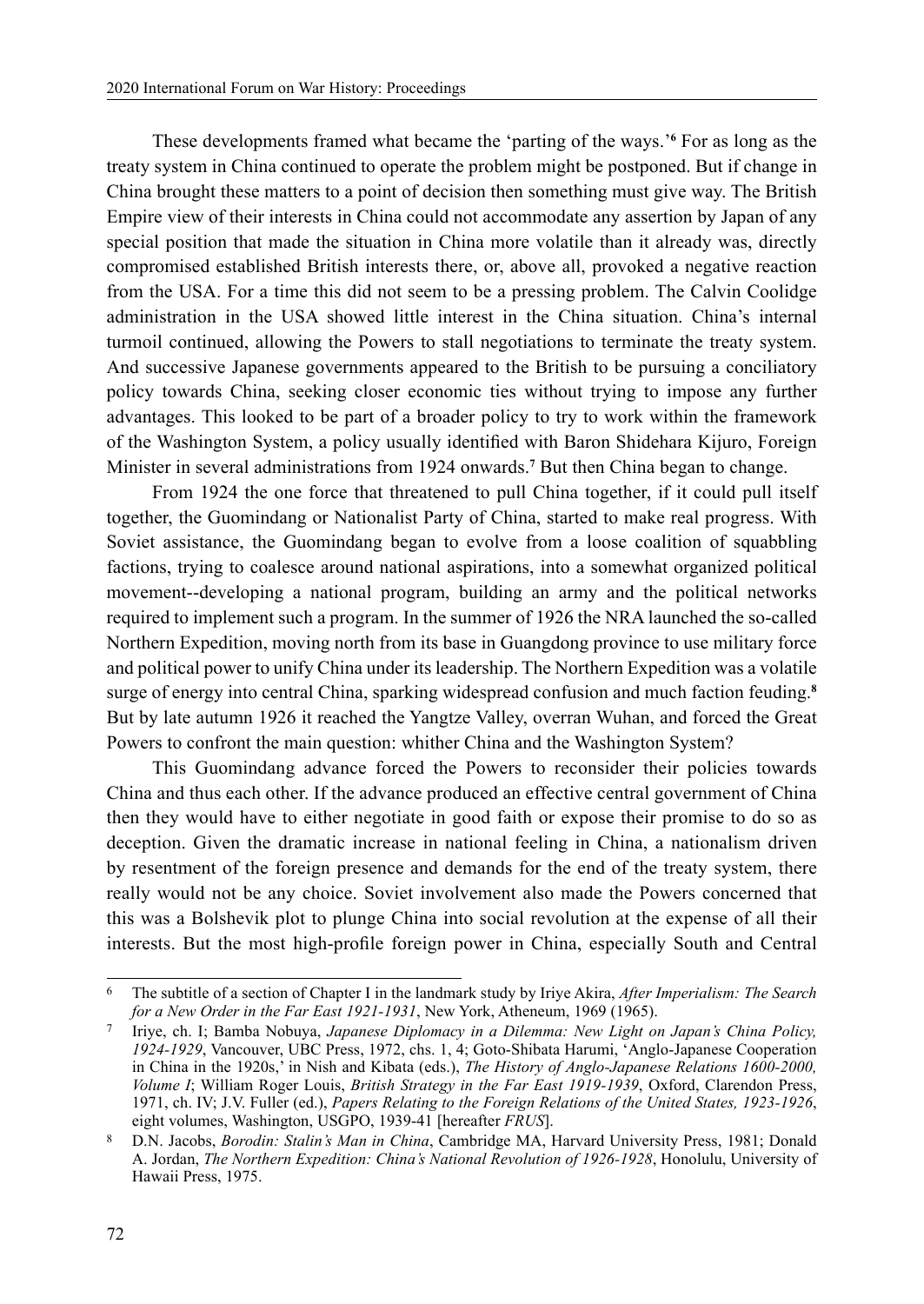These developments framed what became the 'parting of the ways.'[6] For as long as the treaty system in China continued to operate the problem might be postponed. But if change in China brought these matters to a point of decision then something must give way. The British Empire view of their interests in China could not accommodate any assertion by Japan of any special position that made the situation in China more volatile than it already was, directly compromised established British interests there, or, above all, provoked a negative reaction from the USA. For a time this did not seem to be a pressing problem. The Calvin Coolidge administration in the USA showed little interest in the China situation. China's internal turmoil continued, allowing the Powers to stall negotiations to terminate the treaty system. And successive Japanese governments appeared to the British to be pursuing a conciliatory policy towards China, seeking closer economic ties without trying to impose any further advantages. This looked to be part of a broader policy to try to work within the framework of the Washington System, a policy usually identified with Baron Shidehara Kijuro, Foreign Minister in several administrations from 1924 onwards.[7] But then China began to change.

From 1924 the one force that threatened to pull China together, if it could pull itself together, the Guomindang or Nationalist Party of China, started to make real progress. With Soviet assistance, the Guomindang began to evolve from a loose coalition of squabbling factions, trying to coalesce around national aspirations, into a somewhat organized political movement--developing a national program, building an army and the political networks required to implement such a program. In the summer of 1926 the NRA launched the so-called Northern Expedition, moving north from its base in Guangdong province to use military force and political power to unify China under its leadership. The Northern Expedition was a volatile surge of energy into central China, sparking widespread confusion and much faction feuding.[8] But by late autumn 1926 it reached the Yangtze Valley, overran Wuhan, and forced the Great Powers to confront the main question: whither China and the Washington System?

This Guomindang advance forced the Powers to reconsider their policies towards China and thus each other. If the advance produced an effective central government of China then they would have to either negotiate in good faith or expose their promise to do so as deception. Given the dramatic increase in national feeling in China, a nationalism driven by resentment of the foreign presence and demands for the end of the treaty system, there really would not be any choice. Soviet involvement also made the Powers concerned that this was a Bolshevik plot to plunge China into social revolution at the expense of all their interests. But the most high-profile foreign power in China, especially South and Central

---

6 The subtitle of a section of Chapter I in the landmark study by Iriye Akira, *After Imperialism: The Search for a New Order in the Far East 1921-1931*, New York, Atheneum, 1969 (1965).

7 Iriye, ch. I; Bamba Nobuya, *Japanese Diplomacy in a Dilemma: New Light on Japan's China Policy, 1924-1929*, Vancouver, UBC Press, 1972, chs. 1, 4; Goto-Shibata Harumi, 'Anglo-Japanese Cooperation in China in the 1920s,' in Nish and Kibata (eds.), *The History of Anglo-Japanese Relations 1600-2000, Volume I*; William Roger Louis, *British Strategy in the Far East 1919-1939*, Oxford, Clarendon Press, 1971, ch. IV; J.V. Fuller (ed.), *Papers Relating to the Foreign Relations of the United States, 1923-1926*, eight volumes, Washington, USGPO, 1939-41 [hereafter *FRUS*].

8 D.N. Jacobs, *Borodin: Stalin's Man in China*, Cambridge MA, Harvard University Press, 1981; Donald A. Jordan, *The Northern Expedition: China's National Revolution of 1926-1928*, Honolulu, University of Hawaii Press, 1975.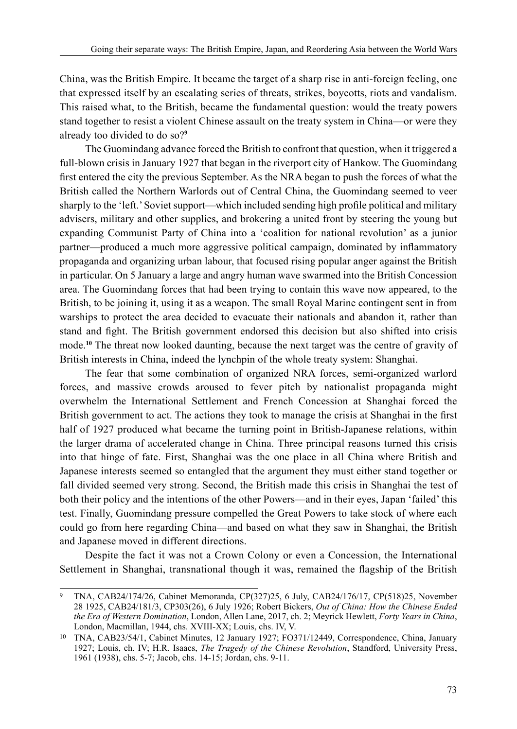China, was the British Empire. It became the target of a sharp rise in anti-foreign feeling, one that expressed itself by an escalating series of threats, strikes, boycotts, riots and vandalism. This raised what, to the British, became the fundamental question: would the treaty powers stand together to resist a violent Chinese assault on the treaty system in China—or were they already too divided to do so?[9]

The Guomindang advance forced the British to confront that question, when it triggered a full-blown crisis in January 1927 that began in the riverport city of Hankow. The Guomindang first entered the city the previous September. As the NRA began to push the forces of what the British called the Northern Warlords out of Central China, the Guomindang seemed to veer sharply to the 'left.' Soviet support—which included sending high profile political and military advisers, military and other supplies, and brokering a united front by steering the young but expanding Communist Party of China into a 'coalition for national revolution' as a junior partner—produced a much more aggressive political campaign, dominated by inflammatory propaganda and organizing urban labour, that focused rising popular anger against the British in particular. On 5 January a large and angry human wave swarmed into the British Concession area. The Guomindang forces that had been trying to contain this wave now appeared, to the British, to be joining it, using it as a weapon. The small Royal Marine contingent sent in from warships to protect the area decided to evacuate their nationals and abandon it, rather than stand and fight. The British government endorsed this decision but also shifted into crisis mode.[10] The threat now looked daunting, because the next target was the centre of gravity of British interests in China, indeed the lynchpin of the whole treaty system: Shanghai.

The fear that some combination of organized NRA forces, semi-organized warlord forces, and massive crowds aroused to fever pitch by nationalist propaganda might overwhelm the International Settlement and French Concession at Shanghai forced the British government to act. The actions they took to manage the crisis at Shanghai in the first half of 1927 produced what became the turning point in British-Japanese relations, within the larger drama of accelerated change in China. Three principal reasons turned this crisis into that hinge of fate. First, Shanghai was the one place in all China where British and Japanese interests seemed so entangled that the argument they must either stand together or fall divided seemed very strong. Second, the British made this crisis in Shanghai the test of both their policy and the intentions of the other Powers—and in their eyes, Japan 'failed' this test. Finally, Guomindang pressure compelled the Great Powers to take stock of where each could go from here regarding China—and based on what they saw in Shanghai, the British and Japanese moved in different directions.

Despite the fact it was not a Crown Colony or even a Concession, the International Settlement in Shanghai, transnational though it was, remained the flagship of the British

---

[9] TNA, CAB24/174/26, Cabinet Memoranda, CP(327)25, 6 July, CAB24/176/17, CP(518)25, November 28 1925, CAB24/181/3, CP303(26), 6 July 1926; Robert Bickers, *Out of China: How the Chinese Ended the Era of Western Domination*, London, Allen Lane, 2017, ch. 2; Meyrick Hewlett, *Forty Years in China*, London, Macmillan, 1944, chs. XVIII-XX; Louis, chs. IV, V.

[10] TNA, CAB23/54/1, Cabinet Minutes, 12 January 1927; FO371/12449, Correspondence, China, January 1927; Louis, ch. IV; H.R. Isaacs, *The Tragedy of the Chinese Revolution*, Standford, University Press, 1961 (1938), chs. 5-7; Jacob, chs. 14-15; Jordan, chs. 9-11.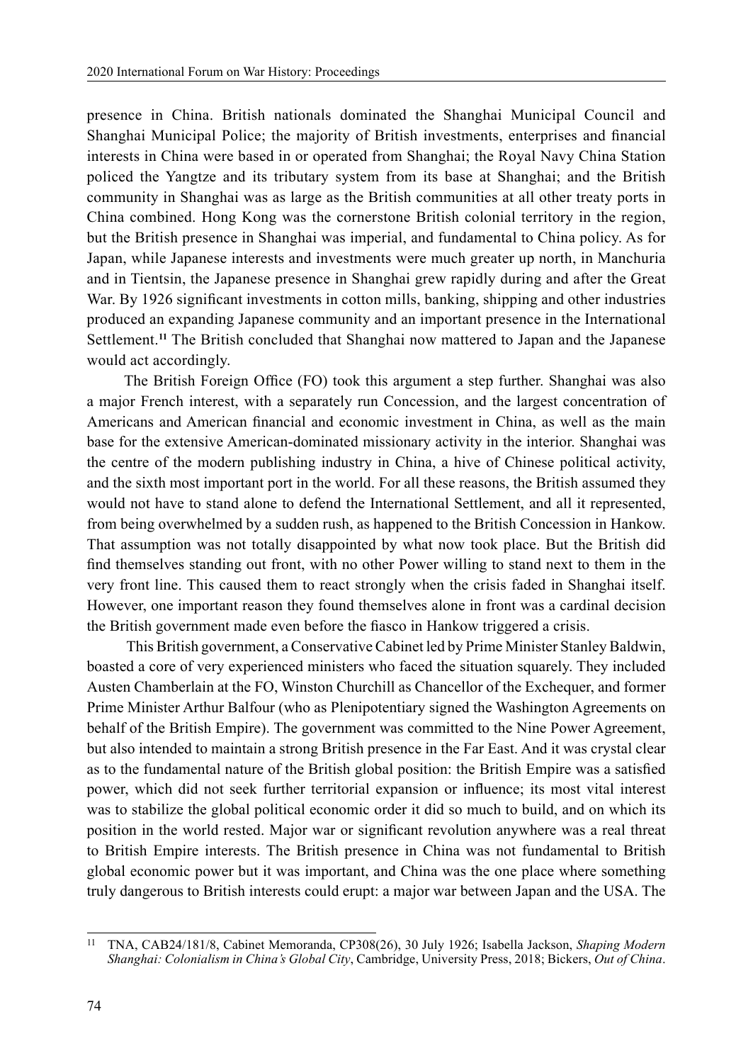presence in China. British nationals dominated the Shanghai Municipal Council and Shanghai Municipal Police; the majority of British investments, enterprises and financial interests in China were based in or operated from Shanghai; the Royal Navy China Station policed the Yangtze and its tributary system from its base at Shanghai; and the British community in Shanghai was as large as the British communities at all other treaty ports in China combined. Hong Kong was the cornerstone British colonial territory in the region, but the British presence in Shanghai was imperial, and fundamental to China policy. As for Japan, while Japanese interests and investments were much greater up north, in Manchuria and in Tientsin, the Japanese presence in Shanghai grew rapidly during and after the Great War. By 1926 significant investments in cotton mills, banking, shipping and other industries produced an expanding Japanese community and an important presence in the International Settlement.[11] The British concluded that Shanghai now mattered to Japan and the Japanese would act accordingly.

The British Foreign Office (FO) took this argument a step further. Shanghai was also a major French interest, with a separately run Concession, and the largest concentration of Americans and American financial and economic investment in China, as well as the main base for the extensive American-dominated missionary activity in the interior. Shanghai was the centre of the modern publishing industry in China, a hive of Chinese political activity, and the sixth most important port in the world. For all these reasons, the British assumed they would not have to stand alone to defend the International Settlement, and all it represented, from being overwhelmed by a sudden rush, as happened to the British Concession in Hankow. That assumption was not totally disappointed by what now took place. But the British did find themselves standing out front, with no other Power willing to stand next to them in the very front line. This caused them to react strongly when the crisis faded in Shanghai itself. However, one important reason they found themselves alone in front was a cardinal decision the British government made even before the fiasco in Hankow triggered a crisis.

This British government, a Conservative Cabinet led by Prime Minister Stanley Baldwin, boasted a core of very experienced ministers who faced the situation squarely. They included Austen Chamberlain at the FO, Winston Churchill as Chancellor of the Exchequer, and former Prime Minister Arthur Balfour (who as Plenipotentiary signed the Washington Agreements on behalf of the British Empire). The government was committed to the Nine Power Agreement, but also intended to maintain a strong British presence in the Far East. And it was crystal clear as to the fundamental nature of the British global position: the British Empire was a satisfied power, which did not seek further territorial expansion or influence; its most vital interest was to stabilize the global political economic order it did so much to build, and on which its position in the world rested. Major war or significant revolution anywhere was a real threat to British Empire interests. The British presence in China was not fundamental to British global economic power but it was important, and China was the one place where something truly dangerous to British interests could erupt: a major war between Japan and the USA. The

---

[11] TNA, CAB24/181/8, Cabinet Memoranda, CP308(26), 30 July 1926; Isabella Jackson, *Shaping Modern Shanghai: Colonialism in China's Global City*, Cambridge, University Press, 2018; Bickers, *Out of China*.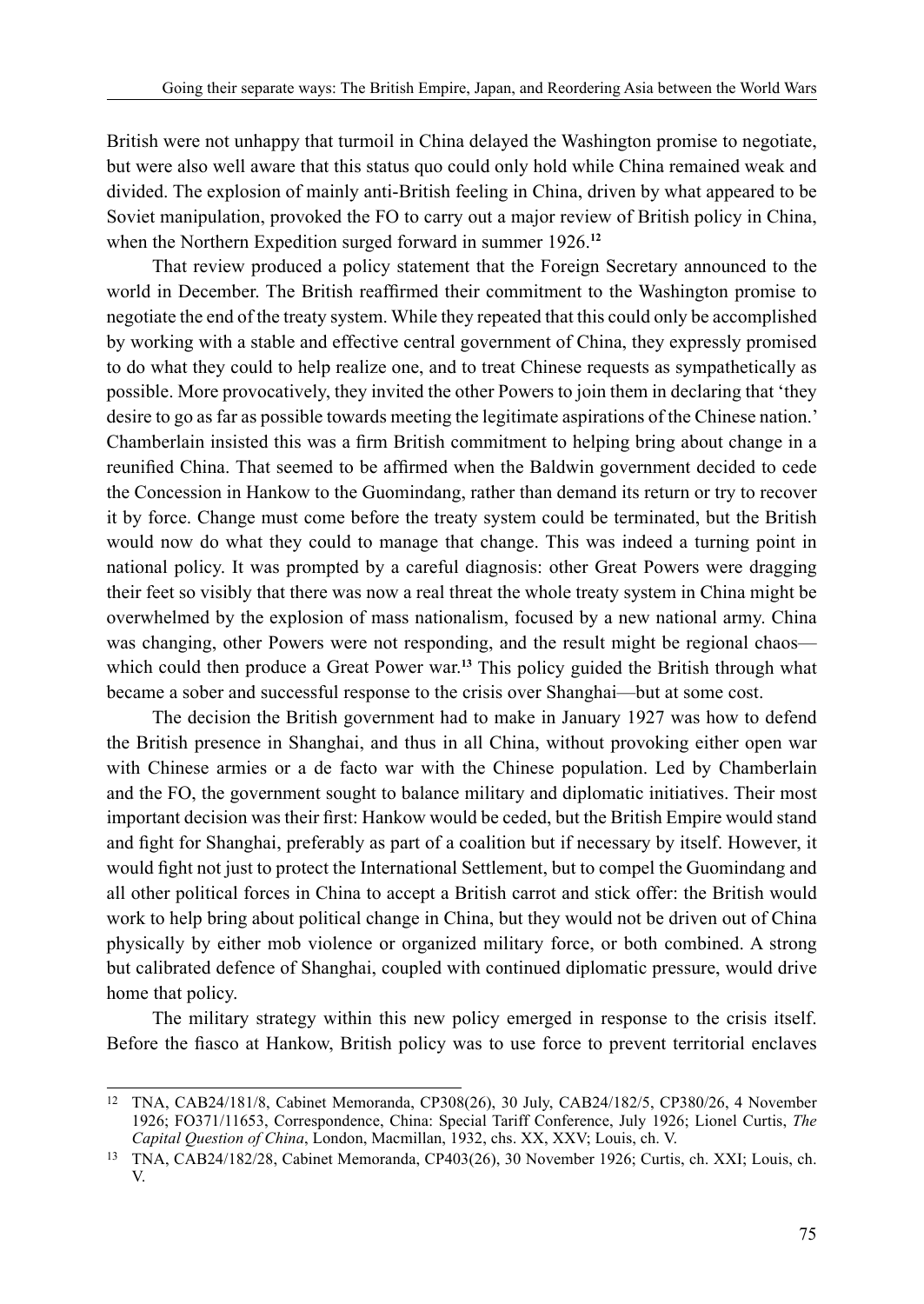British were not unhappy that turmoil in China delayed the Washington promise to negotiate, but were also well aware that this status quo could only hold while China remained weak and divided. The explosion of mainly anti-British feeling in China, driven by what appeared to be Soviet manipulation, provoked the FO to carry out a major review of British policy in China, when the Northern Expedition surged forward in summer 1926.[12]

That review produced a policy statement that the Foreign Secretary announced to the world in December. The British reaffirmed their commitment to the Washington promise to negotiate the end of the treaty system. While they repeated that this could only be accomplished by working with a stable and effective central government of China, they expressly promised to do what they could to help realize one, and to treat Chinese requests as sympathetically as possible. More provocatively, they invited the other Powers to join them in declaring that 'they desire to go as far as possible towards meeting the legitimate aspirations of the Chinese nation.' Chamberlain insisted this was a firm British commitment to helping bring about change in a reunified China. That seemed to be affirmed when the Baldwin government decided to cede the Concession in Hankow to the Guomindang, rather than demand its return or try to recover it by force. Change must come before the treaty system could be terminated, but the British would now do what they could to manage that change. This was indeed a turning point in national policy. It was prompted by a careful diagnosis: other Great Powers were dragging their feet so visibly that there was now a real threat the whole treaty system in China might be overwhelmed by the explosion of mass nationalism, focused by a new national army. China was changing, other Powers were not responding, and the result might be regional chaos—which could then produce a Great Power war.[13] This policy guided the British through what became a sober and successful response to the crisis over Shanghai—but at some cost.

The decision the British government had to make in January 1927 was how to defend the British presence in Shanghai, and thus in all China, without provoking either open war with Chinese armies or a de facto war with the Chinese population. Led by Chamberlain and the FO, the government sought to balance military and diplomatic initiatives. Their most important decision was their first: Hankow would be ceded, but the British Empire would stand and fight for Shanghai, preferably as part of a coalition but if necessary by itself. However, it would fight not just to protect the International Settlement, but to compel the Guomindang and all other political forces in China to accept a British carrot and stick offer: the British would work to help bring about political change in China, but they would not be driven out of China physically by either mob violence or organized military force, or both combined. A strong but calibrated defence of Shanghai, coupled with continued diplomatic pressure, would drive home that policy.

The military strategy within this new policy emerged in response to the crisis itself. Before the fiasco at Hankow, British policy was to use force to prevent territorial enclaves

---

[12] TNA, CAB24/181/8, Cabinet Memoranda, CP308(26), 30 July, CAB24/182/5, CP380/26, 4 November 1926; FO371/11653, Correspondence, China: Special Tariff Conference, July 1926; Lionel Curtis, *The Capital Question of China*, London, Macmillan, 1932, chs. XX, XXV; Louis, ch. V.

[13] TNA, CAB24/182/28, Cabinet Memoranda, CP403(26), 30 November 1926; Curtis, ch. XXI; Louis, ch. V.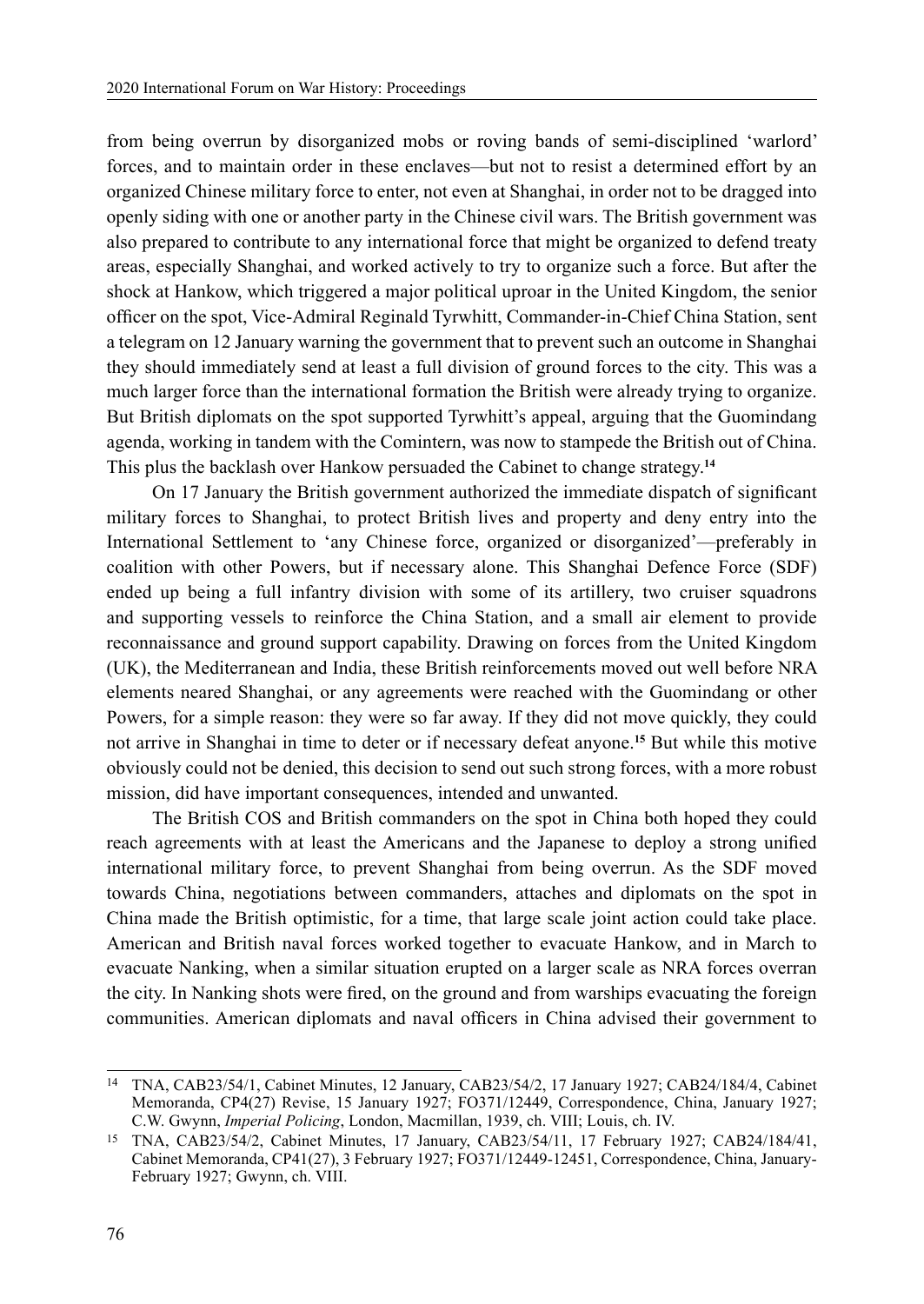from being overrun by disorganized mobs or roving bands of semi-disciplined 'warlord' forces, and to maintain order in these enclaves—but not to resist a determined effort by an organized Chinese military force to enter, not even at Shanghai, in order not to be dragged into openly siding with one or another party in the Chinese civil wars. The British government was also prepared to contribute to any international force that might be organized to defend treaty areas, especially Shanghai, and worked actively to try to organize such a force. But after the shock at Hankow, which triggered a major political uproar in the United Kingdom, the senior officer on the spot, Vice-Admiral Reginald Tyrwhitt, Commander-in-Chief China Station, sent a telegram on 12 January warning the government that to prevent such an outcome in Shanghai they should immediately send at least a full division of ground forces to the city. This was a much larger force than the international formation the British were already trying to organize. But British diplomats on the spot supported Tyrwhitt's appeal, arguing that the Guomindang agenda, working in tandem with the Comintern, was now to stampede the British out of China. This plus the backlash over Hankow persuaded the Cabinet to change strategy.[14]

On 17 January the British government authorized the immediate dispatch of significant military forces to Shanghai, to protect British lives and property and deny entry into the International Settlement to 'any Chinese force, organized or disorganized'—preferably in coalition with other Powers, but if necessary alone. This Shanghai Defence Force (SDF) ended up being a full infantry division with some of its artillery, two cruiser squadrons and supporting vessels to reinforce the China Station, and a small air element to provide reconnaissance and ground support capability. Drawing on forces from the United Kingdom (UK), the Mediterranean and India, these British reinforcements moved out well before NRA elements neared Shanghai, or any agreements were reached with the Guomindang or other Powers, for a simple reason: they were so far away. If they did not move quickly, they could not arrive in Shanghai in time to deter or if necessary defeat anyone.[15] But while this motive obviously could not be denied, this decision to send out such strong forces, with a more robust mission, did have important consequences, intended and unwanted.

The British COS and British commanders on the spot in China both hoped they could reach agreements with at least the Americans and the Japanese to deploy a strong unified international military force, to prevent Shanghai from being overrun. As the SDF moved towards China, negotiations between commanders, attaches and diplomats on the spot in China made the British optimistic, for a time, that large scale joint action could take place. American and British naval forces worked together to evacuate Hankow, and in March to evacuate Nanking, when a similar situation erupted on a larger scale as NRA forces overran the city. In Nanking shots were fired, on the ground and from warships evacuating the foreign communities. American diplomats and naval officers in China advised their government to

---

[14] TNA, CAB23/54/1, Cabinet Minutes, 12 January, CAB23/54/2, 17 January 1927; CAB24/184/4, Cabinet Memoranda, CP4(27) Revise, 15 January 1927; FO371/12449, Correspondence, China, January 1927; C.W. Gwynn, *Imperial Policing*, London, Macmillan, 1939, ch. VIII; Louis, ch. IV.

[15] TNA, CAB23/54/2, Cabinet Minutes, 17 January, CAB23/54/11, 17 February 1927; CAB24/184/41, Cabinet Memoranda, CP41(27), 3 February 1927; FO371/12449-12451, Correspondence, China, January-February 1927; Gwynn, ch. VIII.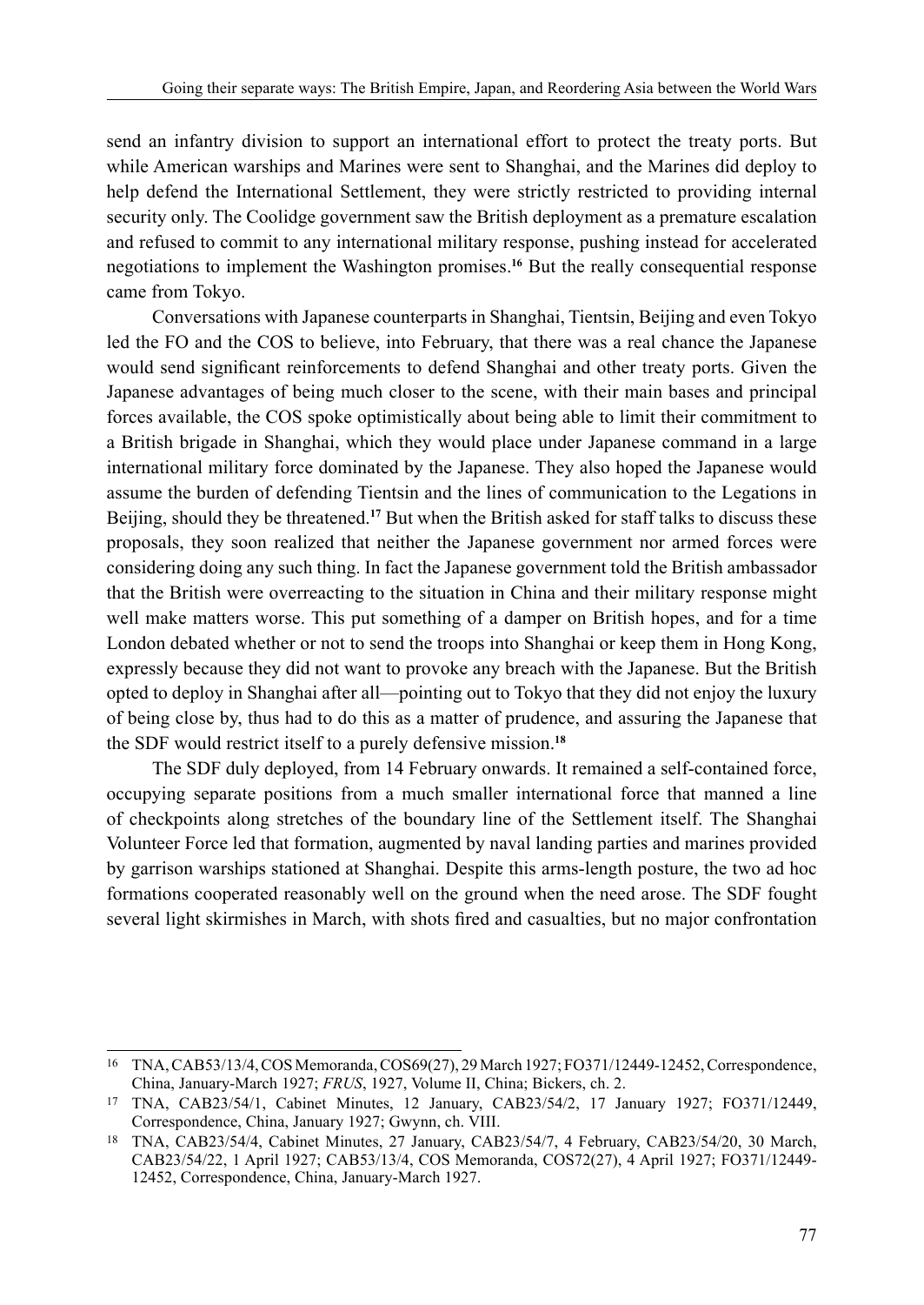send an infantry division to support an international effort to protect the treaty ports. But while American warships and Marines were sent to Shanghai, and the Marines did deploy to help defend the International Settlement, they were strictly restricted to providing internal security only. The Coolidge government saw the British deployment as a premature escalation and refused to commit to any international military response, pushing instead for accelerated negotiations to implement the Washington promises.[16] But the really consequential response came from Tokyo.

Conversations with Japanese counterparts in Shanghai, Tientsin, Beijing and even Tokyo led the FO and the COS to believe, into February, that there was a real chance the Japanese would send significant reinforcements to defend Shanghai and other treaty ports. Given the Japanese advantages of being much closer to the scene, with their main bases and principal forces available, the COS spoke optimistically about being able to limit their commitment to a British brigade in Shanghai, which they would place under Japanese command in a large international military force dominated by the Japanese. They also hoped the Japanese would assume the burden of defending Tientsin and the lines of communication to the Legations in Beijing, should they be threatened.[17] But when the British asked for staff talks to discuss these proposals, they soon realized that neither the Japanese government nor armed forces were considering doing any such thing. In fact the Japanese government told the British ambassador that the British were overreacting to the situation in China and their military response might well make matters worse. This put something of a damper on British hopes, and for a time London debated whether or not to send the troops into Shanghai or keep them in Hong Kong, expressly because they did not want to provoke any breach with the Japanese. But the British opted to deploy in Shanghai after all—pointing out to Tokyo that they did not enjoy the luxury of being close by, thus had to do this as a matter of prudence, and assuring the Japanese that the SDF would restrict itself to a purely defensive mission.[18]

The SDF duly deployed, from 14 February onwards. It remained a self-contained force, occupying separate positions from a much smaller international force that manned a line of checkpoints along stretches of the boundary line of the Settlement itself. The Shanghai Volunteer Force led that formation, augmented by naval landing parties and marines provided by garrison warships stationed at Shanghai. Despite this arms-length posture, the two ad hoc formations cooperated reasonably well on the ground when the need arose. The SDF fought several light skirmishes in March, with shots fired and casualties, but no major confrontation

---

16 TNA, CAB53/13/4, COS Memoranda, COS69(27), 29 March 1927; FO371/12449-12452, Correspondence, China, January-March 1927; *FRUS*, 1927, Volume II, China; Bickers, ch. 2.

17 TNA, CAB23/54/1, Cabinet Minutes, 12 January, CAB23/54/2, 17 January 1927; FO371/12449, Correspondence, China, January 1927; Gwynn, ch. VIII.

18 TNA, CAB23/54/4, Cabinet Minutes, 27 January, CAB23/54/7, 4 February, CAB23/54/20, 30 March, CAB23/54/22, 1 April 1927; CAB53/13/4, COS Memoranda, COS72(27), 4 April 1927; FO371/12449-12452, Correspondence, China, January-March 1927.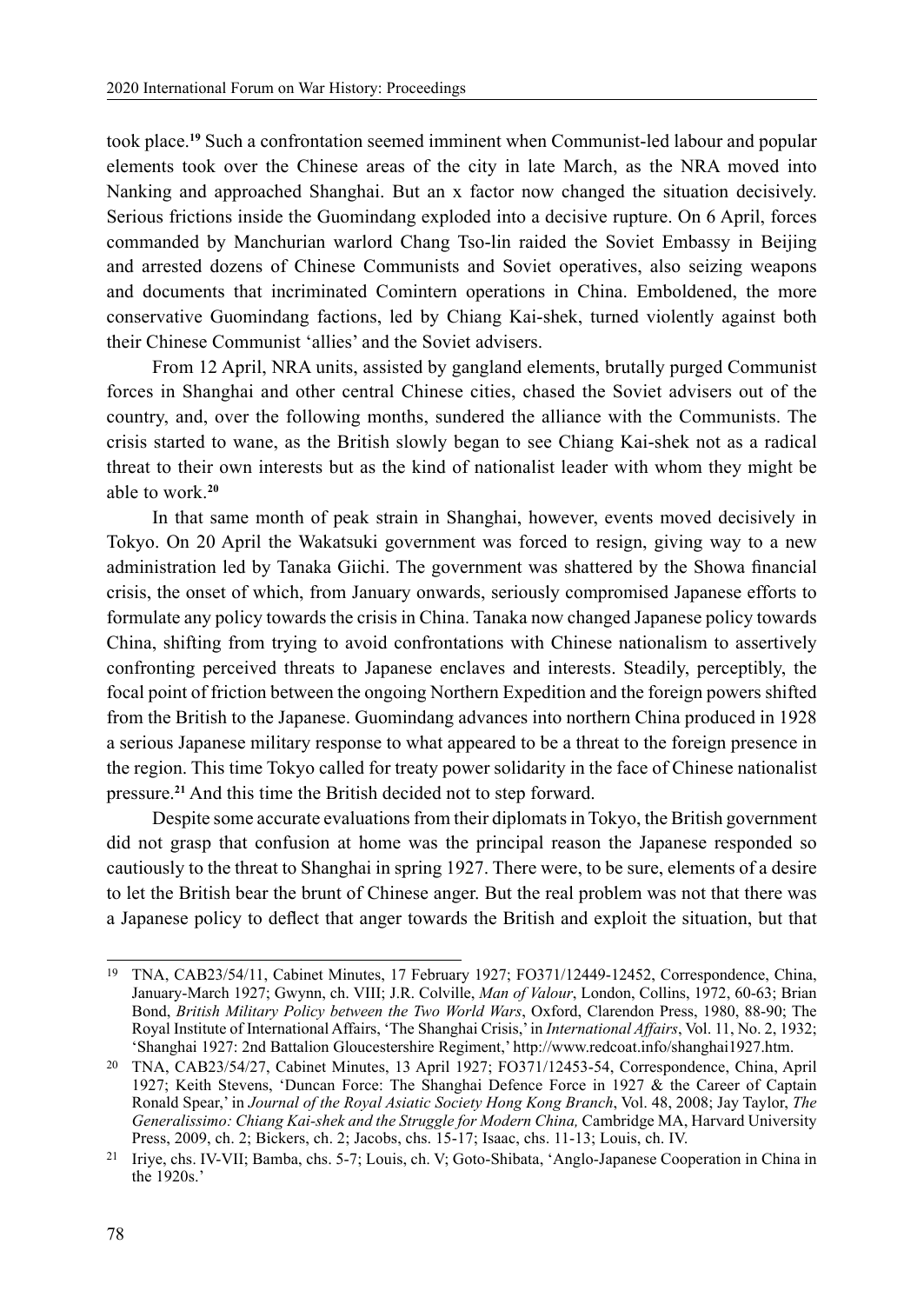took place.[19] Such a confrontation seemed imminent when Communist-led labour and popular elements took over the Chinese areas of the city in late March, as the NRA moved into Nanking and approached Shanghai. But an x factor now changed the situation decisively. Serious frictions inside the Guomindang exploded into a decisive rupture. On 6 April, forces commanded by Manchurian warlord Chang Tso-lin raided the Soviet Embassy in Beijing and arrested dozens of Chinese Communists and Soviet operatives, also seizing weapons and documents that incriminated Comintern operations in China. Emboldened, the more conservative Guomindang factions, led by Chiang Kai-shek, turned violently against both their Chinese Communist 'allies' and the Soviet advisers.

From 12 April, NRA units, assisted by gangland elements, brutally purged Communist forces in Shanghai and other central Chinese cities, chased the Soviet advisers out of the country, and, over the following months, sundered the alliance with the Communists. The crisis started to wane, as the British slowly began to see Chiang Kai-shek not as a radical threat to their own interests but as the kind of nationalist leader with whom they might be able to work.[20]

In that same month of peak strain in Shanghai, however, events moved decisively in Tokyo. On 20 April the Wakatsuki government was forced to resign, giving way to a new administration led by Tanaka Giichi. The government was shattered by the Showa financial crisis, the onset of which, from January onwards, seriously compromised Japanese efforts to formulate any policy towards the crisis in China. Tanaka now changed Japanese policy towards China, shifting from trying to avoid confrontations with Chinese nationalism to assertively confronting perceived threats to Japanese enclaves and interests. Steadily, perceptibly, the focal point of friction between the ongoing Northern Expedition and the foreign powers shifted from the British to the Japanese. Guomindang advances into northern China produced in 1928 a serious Japanese military response to what appeared to be a threat to the foreign presence in the region. This time Tokyo called for treaty power solidarity in the face of Chinese nationalist pressure.[21] And this time the British decided not to step forward.

Despite some accurate evaluations from their diplomats in Tokyo, the British government did not grasp that confusion at home was the principal reason the Japanese responded so cautiously to the threat to Shanghai in spring 1927. There were, to be sure, elements of a desire to let the British bear the brunt of Chinese anger. But the real problem was not that there was a Japanese policy to deflect that anger towards the British and exploit the situation, but that

---

[19] TNA, CAB23/54/11, Cabinet Minutes, 17 February 1927; FO371/12449-12452, Correspondence, China, January-March 1927; Gwynn, ch. VIII; J.R. Colville, *Man of Valour*, London, Collins, 1972, 60-63; Brian Bond, *British Military Policy between the Two World Wars*, Oxford, Clarendon Press, 1980, 88-90; The Royal Institute of International Affairs, 'The Shanghai Crisis,' in *International Affairs*, Vol. 11, No. 2, 1932; 'Shanghai 1927: 2nd Battalion Gloucestershire Regiment,' http://www.redcoat.info/shanghai1927.htm.

[20] TNA, CAB23/54/27, Cabinet Minutes, 13 April 1927; FO371/12453-54, Correspondence, China, April 1927; Keith Stevens, 'Duncan Force: The Shanghai Defence Force in 1927 & the Career of Captain Ronald Spear,' in *Journal of the Royal Asiatic Society Hong Kong Branch*, Vol. 48, 2008; Jay Taylor, *The Generalissimo: Chiang Kai-shek and the Struggle for Modern China,* Cambridge MA, Harvard University Press, 2009, ch. 2; Bickers, ch. 2; Jacobs, chs. 15-17; Isaac, chs. 11-13; Louis, ch. IV.

[21] Iriye, chs. IV-VII; Bamba, chs. 5-7; Louis, ch. V; Goto-Shibata, 'Anglo-Japanese Cooperation in China in the 1920s.'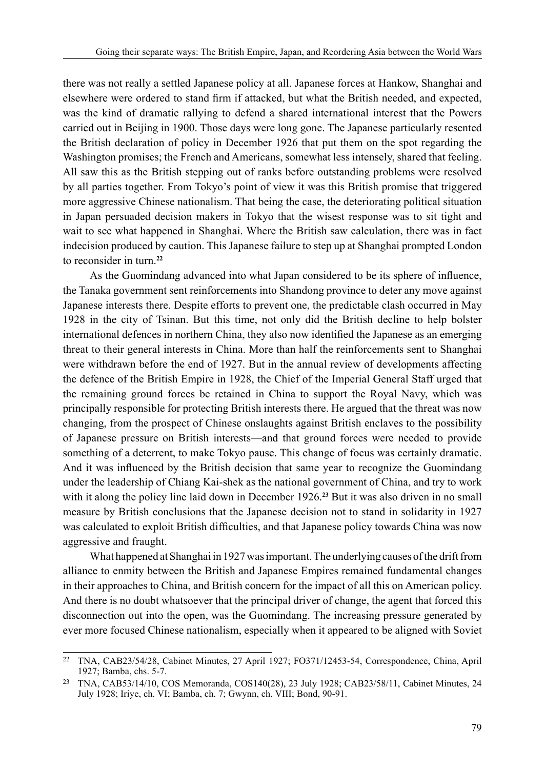there was not really a settled Japanese policy at all. Japanese forces at Hankow, Shanghai and elsewhere were ordered to stand firm if attacked, but what the British needed, and expected, was the kind of dramatic rallying to defend a shared international interest that the Powers carried out in Beijing in 1900. Those days were long gone. The Japanese particularly resented the British declaration of policy in December 1926 that put them on the spot regarding the Washington promises; the French and Americans, somewhat less intensely, shared that feeling. All saw this as the British stepping out of ranks before outstanding problems were resolved by all parties together. From Tokyo's point of view it was this British promise that triggered more aggressive Chinese nationalism. That being the case, the deteriorating political situation in Japan persuaded decision makers in Tokyo that the wisest response was to sit tight and wait to see what happened in Shanghai. Where the British saw calculation, there was in fact indecision produced by caution. This Japanese failure to step up at Shanghai prompted London to reconsider in turn.[22]

As the Guomindang advanced into what Japan considered to be its sphere of influence, the Tanaka government sent reinforcements into Shandong province to deter any move against Japanese interests there. Despite efforts to prevent one, the predictable clash occurred in May 1928 in the city of Tsinan. But this time, not only did the British decline to help bolster international defences in northern China, they also now identified the Japanese as an emerging threat to their general interests in China. More than half the reinforcements sent to Shanghai were withdrawn before the end of 1927. But in the annual review of developments affecting the defence of the British Empire in 1928, the Chief of the Imperial General Staff urged that the remaining ground forces be retained in China to support the Royal Navy, which was principally responsible for protecting British interests there. He argued that the threat was now changing, from the prospect of Chinese onslaughts against British enclaves to the possibility of Japanese pressure on British interests—and that ground forces were needed to provide something of a deterrent, to make Tokyo pause. This change of focus was certainly dramatic. And it was influenced by the British decision that same year to recognize the Guomindang under the leadership of Chiang Kai-shek as the national government of China, and try to work with it along the policy line laid down in December 1926.[23] But it was also driven in no small measure by British conclusions that the Japanese decision not to stand in solidarity in 1927 was calculated to exploit British difficulties, and that Japanese policy towards China was now aggressive and fraught.

What happened at Shanghai in 1927 was important. The underlying causes of the drift from alliance to enmity between the British and Japanese Empires remained fundamental changes in their approaches to China, and British concern for the impact of all this on American policy. And there is no doubt whatsoever that the principal driver of change, the agent that forced this disconnection out into the open, was the Guomindang. The increasing pressure generated by ever more focused Chinese nationalism, especially when it appeared to be aligned with Soviet

---

[22] TNA, CAB23/54/28, Cabinet Minutes, 27 April 1927; FO371/12453-54, Correspondence, China, April 1927; Bamba, chs. 5-7.

[23] TNA, CAB53/14/10, COS Memoranda, COS140(28), 23 July 1928; CAB23/58/11, Cabinet Minutes, 24 July 1928; Iriye, ch. VI; Bamba, ch. 7; Gwynn, ch. VIII; Bond, 90-91.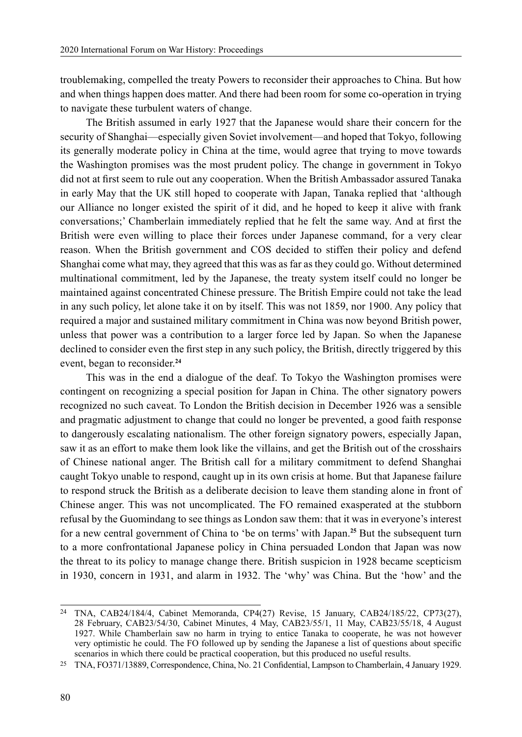troublemaking, compelled the treaty Powers to reconsider their approaches to China. But how and when things happen does matter. And there had been room for some co-operation in trying to navigate these turbulent waters of change.

The British assumed in early 1927 that the Japanese would share their concern for the security of Shanghai—especially given Soviet involvement—and hoped that Tokyo, following its generally moderate policy in China at the time, would agree that trying to move towards the Washington promises was the most prudent policy. The change in government in Tokyo did not at first seem to rule out any cooperation. When the British Ambassador assured Tanaka in early May that the UK still hoped to cooperate with Japan, Tanaka replied that 'although our Alliance no longer existed the spirit of it did, and he hoped to keep it alive with frank conversations;' Chamberlain immediately replied that he felt the same way. And at first the British were even willing to place their forces under Japanese command, for a very clear reason. When the British government and COS decided to stiffen their policy and defend Shanghai come what may, they agreed that this was as far as they could go. Without determined multinational commitment, led by the Japanese, the treaty system itself could no longer be maintained against concentrated Chinese pressure. The British Empire could not take the lead in any such policy, let alone take it on by itself. This was not 1859, nor 1900. Any policy that required a major and sustained military commitment in China was now beyond British power, unless that power was a contribution to a larger force led by Japan. So when the Japanese declined to consider even the first step in any such policy, the British, directly triggered by this event, began to reconsider.[24]

This was in the end a dialogue of the deaf. To Tokyo the Washington promises were contingent on recognizing a special position for Japan in China. The other signatory powers recognized no such caveat. To London the British decision in December 1926 was a sensible and pragmatic adjustment to change that could no longer be prevented, a good faith response to dangerously escalating nationalism. The other foreign signatory powers, especially Japan, saw it as an effort to make them look like the villains, and get the British out of the crosshairs of Chinese national anger. The British call for a military commitment to defend Shanghai caught Tokyo unable to respond, caught up in its own crisis at home. But that Japanese failure to respond struck the British as a deliberate decision to leave them standing alone in front of Chinese anger. This was not uncomplicated. The FO remained exasperated at the stubborn refusal by the Guomindang to see things as London saw them: that it was in everyone's interest for a new central government of China to 'be on terms' with Japan.[25] But the subsequent turn to a more confrontational Japanese policy in China persuaded London that Japan was now the threat to its policy to manage change there. British suspicion in 1928 became scepticism in 1930, concern in 1931, and alarm in 1932. The 'why' was China. But the 'how' and the

---

[24] TNA, CAB24/184/4, Cabinet Memoranda, CP4(27) Revise, 15 January, CAB24/185/22, CP73(27), 28 February, CAB23/54/30, Cabinet Minutes, 4 May, CAB23/55/1, 11 May, CAB23/55/18, 4 August 1927. While Chamberlain saw no harm in trying to entice Tanaka to cooperate, he was not however very optimistic he could. The FO followed up by sending the Japanese a list of questions about specific scenarios in which there could be practical cooperation, but this produced no useful results.

[25] TNA, FO371/13889, Correspondence, China, No. 21 Confidential, Lampson to Chamberlain, 4 January 1929.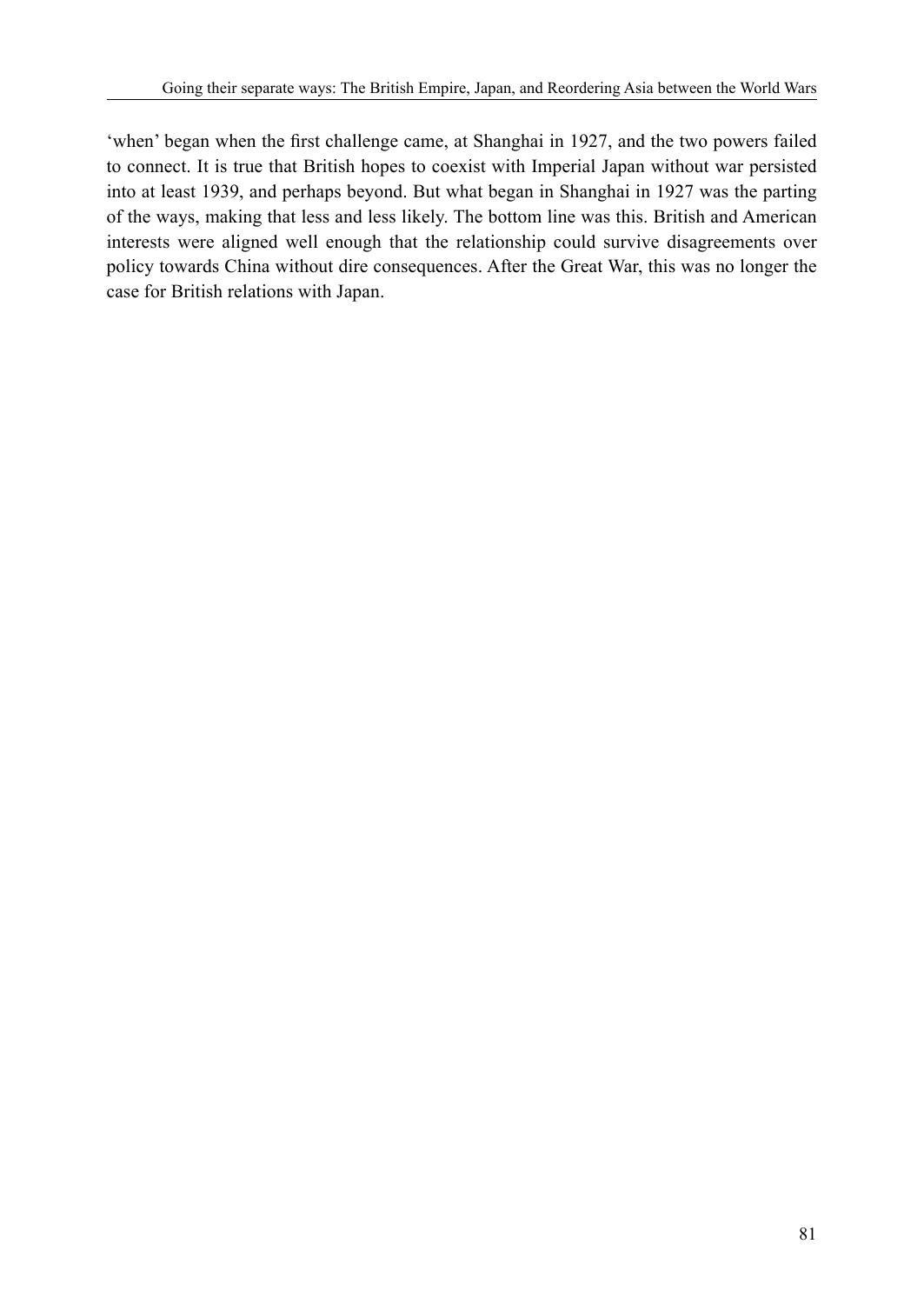'when' began when the first challenge came, at Shanghai in 1927, and the two powers failed to connect. It is true that British hopes to coexist with Imperial Japan without war persisted into at least 1939, and perhaps beyond. But what began in Shanghai in 1927 was the parting of the ways, making that less and less likely. The bottom line was this. British and American interests were aligned well enough that the relationship could survive disagreements over policy towards China without dire consequences. After the Great War, this was no longer the case for British relations with Japan.